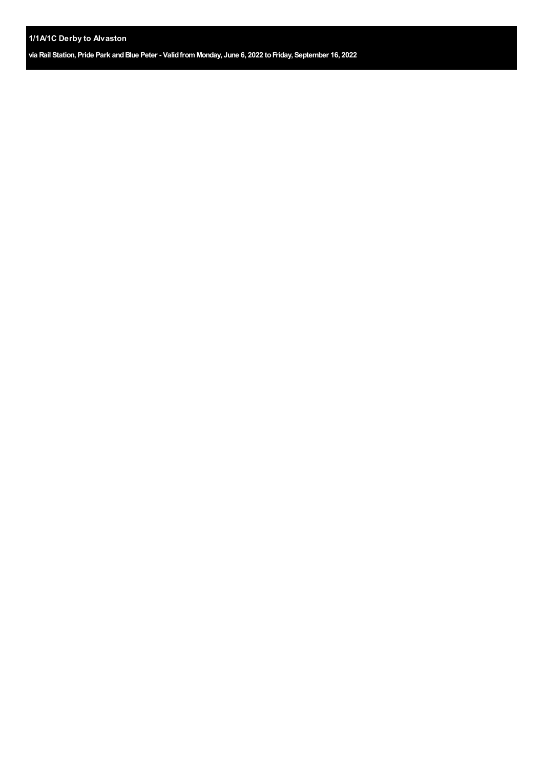## 1/1A/1C Derby to Alvaston

**via Rail Station, Pride Park and Blue Peter - Valid from Monday, June 6, 2022 to Friday, September 16, 2022**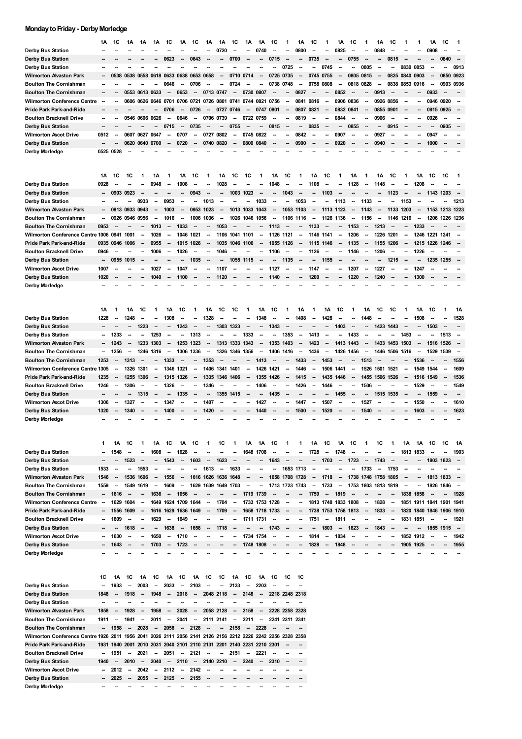## Monday to Friday - Derby Morledge

| | 1A | 1C | 1A | 1A | 1A | 1C | 1A | 1C | 1A | 1A | 1C | 1A | 1A | 1C | 1 | 1A | 1C | 1 | 1A | 1C | 1 | 1A | 1C | 1 | 1 | 1A | 1C | 1 |
|---|---|---|---|---|---|---|---|---|---|---|---|---|---|---|---|---|---|---|---|---|---|---|---|---|---|---|---|---|
| Derby Bus Station | -- | -- | -- | -- | -- | -- | -- | -- | -- | 0720 | -- | -- | 0740 | -- | -- | 0800 | -- | -- | 0825 | -- | -- | 0848 | -- | -- | -- | 0908 | -- | -- |
| Derby Bus Station | -- | -- | -- | -- | -- | 0623 | -- | 0643 | -- | -- | 0700 | -- | -- | 0715 | -- | -- | 0735 | -- | -- | 0755 | -- | -- | 0815 | -- | -- | -- | 0840 | -- |
| Derby Bus Station | -- | -- | -- | -- | -- | -- | -- | -- | -- | -- | -- | -- | -- | -- | 0725 | -- | -- | 0745 | -- | -- | 0805 | -- | -- | 0830 | 0853 | -- | -- | 0913 |
| Wilmorton Alvaston Park | -- | 0538 | 0538 | 0558 | 0618 | 0633 | 0638 | 0653 | 0658 | -- | 0710 | 0714 | -- | 0725 | 0735 | -- | 0745 | 0755 | -- | 0805 | 0815 | -- | 0825 | 0840 | 0903 | -- | 0850 | 0923 |
| Boulton The Cornishman | -- | -- | -- | -- | -- | 0646 | -- | 0706 | -- | -- | 0724 | -- | -- | 0738 | 0748 | -- | 0758 | 0808 | -- | 0818 | 0828 | -- | 0838 | 0853 | 0916 | -- | 0903 | 0936 |
| Boulton The Cornishman | -- | -- | 0553 | 0613 | 0633 | -- | 0653 | -- | 0713 | 0747 | -- | 0730 | 0807 | -- | -- | 0827 | -- | -- | 0852 | -- | -- | 0913 | -- | -- | -- | 0933 | -- | -- |
| Wilmorton Conference Centre | -- | -- | 0606 | 0626 | 0646 | 0701 | 0706 | 0721 | 0726 | 0801 | 0741 | 0744 | 0821 | 0756 | -- | 0841 | 0816 | -- | 0906 | 0836 | -- | 0926 | 0856 | -- | -- | 0946 | 0920 | -- |
| Pride Park Park-and-Ride | -- | -- | -- | -- | -- | 0706 | -- | 0726 | -- | 0727 | 0746 | -- | 0747 | 0801 | -- | 0807 | 0821 | -- | 0832 | 0841 | -- | 0855 | 0901 | -- | -- | 0915 | 0925 | -- |
| Boulton Bracknell Drive | -- | -- | 0546 | 0606 | 0626 | -- | 0646 | -- | 0706 | 0739 | -- | 0722 | 0759 | -- | -- | 0819 | -- | -- | 0844 | -- | -- | 0906 | -- | -- | -- | 0926 | -- | -- |
| Derby Bus Station | -- | -- | -- | -- | -- | 0715 | -- | 0735 | -- | -- | 0755 | -- | -- | 0815 | -- | -- | 0835 | -- | -- | 0855 | -- | -- | 0915 | -- | -- | -- | 0935 | -- |
| Wilmorton Ascot Drive | 0512 | -- | 0607 | 0627 | 0647 | -- | 0707 | -- | 0727 | 0802 | -- | 0745 | 0822 | -- | -- | 0842 | -- | -- | 0907 | -- | -- | 0927 | -- | -- | -- | 0947 | -- | -- |
| Derby Bus Station | -- | -- | 0620 | 0640 | 0700 | -- | 0720 | -- | 0740 | 0820 | -- | 0800 | 0840 | -- | -- | 0900 | -- | -- | 0920 | -- | -- | 0940 | -- | -- | -- | 1000 | -- | -- |
| Derby Morledge | 0525 | 0528 | -- | -- | -- | -- | -- | -- | -- | -- | -- | -- | -- | -- | -- | -- | -- | -- | -- | -- | -- | -- | -- | -- | -- | -- | -- | -- |

| | 1A | 1C | 1C | 1 | 1A | 1 | 1A | 1C | 1 | 1A | 1C | 1C | 1 | 1A | 1C | 1 | 1A | 1C | 1 | 1A | 1 | 1A | 1C | 1 | 1A | 1C | 1C | 1 |
|---|---|---|---|---|---|---|---|---|---|---|---|---|---|---|---|---|---|---|---|---|---|---|---|---|---|---|---|---|
| Derby Bus Station | 0928 | -- | -- | -- | 0948 | -- | 1008 | -- | -- | 1028 | -- | -- | -- | 1048 | -- | -- | 1108 | -- | -- | 1128 | -- | 1148 | -- | -- | 1208 | -- | -- | -- |
| Derby Bus Station | -- | 0903 | 0923 | -- | -- | -- | -- | 0943 | -- | -- | 1003 | 1023 | -- | -- | 1043 | -- | -- | 1103 | -- | -- | -- | -- | 1123 | -- | -- | 1143 | 1203 | -- |
| Derby Bus Station | -- | -- | -- | 0933 | -- | 0953 | -- | -- | 1013 | -- | -- | -- | 1033 | -- | -- | 1053 | -- | -- | 1113 | -- | 1133 | -- | -- | 1153 | -- | -- | -- | 1213 |
| Wilmorton Alvaston Park | -- | 0913 | 0933 | 0943 | -- | 1003 | -- | 0953 | 1023 | -- | 1013 | 1033 | 1043 | -- | 1053 | 1103 | -- | 1113 | 1123 | -- | 1143 | -- | 1133 | 1203 | -- | 1153 | 1213 | 1223 |
| Boulton The Cornishman | -- | 0926 | 0946 | 0956 | -- | 1016 | -- | 1006 | 1036 | -- | 1026 | 1046 | 1056 | -- | 1106 | 1116 | -- | 1126 | 1136 | -- | 1156 | -- | 1146 | 1216 | -- | 1206 | 1226 | 1236 |
| Boulton The Cornishman | 0953 | -- | -- | -- | 1013 | -- | 1033 | -- | -- | 1053 | -- | -- | -- | 1113 | -- | -- | 1133 | -- | -- | 1153 | -- | 1213 | -- | -- | 1233 | -- | -- | -- |
| Wilmorton Conference Centre | 1006 | 0941 | 1001 | -- | 1026 | -- | 1046 | 1021 | -- | 1106 | 1041 | 1101 | -- | 1126 | 1121 | -- | 1146 | 1141 | -- | 1206 | -- | 1226 | 1201 | -- | 1246 | 1221 | 1241 | -- |
| Pride Park Park-and-Ride | 0935 | 0946 | 1006 | -- | 0955 | -- | 1015 | 1026 | -- | 1035 | 1046 | 1106 | -- | 1055 | 1126 | -- | 1115 | 1146 | -- | 1135 | -- | 1155 | 1206 | -- | 1215 | 1226 | 1246 | -- |
| Boulton Bracknell Drive | 0946 | -- | -- | -- | 1006 | -- | 1026 | -- | -- | 1046 | -- | -- | -- | 1106 | -- | -- | 1126 | -- | -- | 1146 | -- | 1206 | -- | -- | 1226 | -- | -- | -- |
| Derby Bus Station | -- | 0955 | 1015 | -- | -- | -- | -- | 1035 | -- | -- | 1055 | 1115 | -- | -- | 1135 | -- | -- | 1155 | -- | -- | -- | -- | 1215 | -- | -- | 1235 | 1255 | -- |
| Wilmorton Ascot Drive | 1007 | -- | -- | -- | 1027 | -- | 1047 | -- | -- | 1107 | -- | -- | -- | 1127 | -- | -- | 1147 | -- | -- | 1207 | -- | 1227 | -- | -- | 1247 | -- | -- | -- |
| Derby Bus Station | 1020 | -- | -- | -- | 1040 | -- | 1100 | -- | -- | 1120 | -- | -- | -- | 1140 | -- | -- | 1200 | -- | -- | 1220 | -- | 1240 | -- | -- | 1300 | -- | -- | -- |
| Derby Morledge | -- | -- | -- | -- | -- | -- | -- | -- | -- | -- | -- | -- | -- | -- | -- | -- | -- | -- | -- | -- | -- | -- | -- | -- | -- | -- | -- | -- |

| | 1A | 1 | 1A | 1C | 1 | 1A | 1C | 1 | 1A | 1C | 1C | 1 | 1A | 1C | 1 | 1A | 1 | 1A | 1C | 1 | 1A | 1C | 1C | 1 | 1A | 1C | 1 | 1A |
|---|---|---|---|---|---|---|---|---|---|---|---|---|---|---|---|---|---|---|---|---|---|---|---|---|---|---|---|---|
| Derby Bus Station | 1228 | -- | 1248 | -- | -- | 1308 | -- | -- | 1328 | -- | -- | -- | 1348 | -- | -- | 1408 | -- | 1428 | -- | -- | 1448 | -- | -- | -- | 1508 | -- | -- | 1528 |
| Derby Bus Station | -- | -- | -- | 1223 | -- | -- | 1243 | -- | -- | 1303 | 1323 | -- | -- | 1343 | -- | -- | -- | -- | 1403 | -- | -- | 1423 | 1443 | -- | -- | 1503 | -- | -- |
| Derby Bus Station | -- | 1233 | -- | -- | 1253 | -- | -- | 1313 | -- | -- | -- | 1333 | -- | -- | 1353 | -- | 1413 | -- | -- | 1433 | -- | -- | -- | 1453 | -- | -- | 1513 | -- |
| Wilmorton Alvaston Park | -- | 1243 | -- | 1233 | 1303 | -- | 1253 | 1323 | -- | 1313 | 1333 | 1343 | -- | 1353 | 1403 | -- | 1423 | -- | 1413 | 1443 | -- | 1433 | 1453 | 1503 | -- | 1516 | 1526 | -- |
| Boulton The Cornishman | -- | 1256 | -- | 1246 | 1316 | -- | 1306 | 1336 | -- | 1326 | 1346 | 1356 | -- | 1406 | 1416 | -- | 1436 | -- | 1426 | 1456 | -- | 1446 | 1506 | 1516 | -- | 1529 | 1539 | -- |
| Boulton The Cornishman | 1253 | -- | 1313 | -- | -- | 1333 | -- | -- | 1353 | -- | -- | -- | 1413 | -- | -- | 1433 | -- | 1453 | -- | -- | 1513 | -- | -- | -- | 1536 | -- | -- | 1556 |
| Wilmorton Conference Centre | 1305 | -- | 1326 | 1301 | -- | 1346 | 1321 | -- | 1406 | 1341 | 1401 | -- | 1426 | 1421 | -- | 1446 | -- | 1506 | 1441 | -- | 1526 | 1501 | 1521 | -- | 1549 | 1544 | -- | 1609 |
| Pride Park Park-and-Ride | 1235 | -- | 1255 | 1306 | -- | 1315 | 1326 | -- | 1335 | 1346 | 1406 | -- | 1355 | 1426 | -- | 1415 | -- | 1435 | 1446 | -- | 1455 | 1506 | 1526 | -- | 1516 | 1549 | -- | 1536 |
| Boulton Bracknell Drive | 1246 | -- | 1306 | -- | -- | 1326 | -- | -- | 1346 | -- | -- | -- | 1406 | -- | -- | 1426 | -- | 1446 | -- | -- | 1506 | -- | -- | -- | 1529 | -- | -- | 1549 |
| Derby Bus Station | -- | -- | -- | 1315 | -- | -- | 1335 | -- | -- | 1355 | 1415 | -- | -- | 1435 | -- | -- | -- | -- | 1455 | -- | -- | 1515 | 1535 | -- | -- | 1559 | -- | -- |
| Wilmorton Ascot Drive | 1306 | -- | 1327 | -- | -- | 1347 | -- | -- | 1407 | -- | -- | -- | 1427 | -- | -- | 1447 | -- | 1507 | -- | -- | 1527 | -- | -- | -- | 1550 | -- | -- | 1610 |
| Derby Bus Station | 1320 | -- | 1340 | -- | -- | 1400 | -- | -- | 1420 | -- | -- | -- | 1440 | -- | -- | 1500 | -- | 1520 | -- | -- | 1540 | -- | -- | -- | 1603 | -- | -- | 1623 |
| Derby Morledge | -- | -- | -- | -- | -- | -- | -- | -- | -- | -- | -- | -- | -- | -- | -- | -- | -- | -- | -- | -- | -- | -- | -- | -- | -- | -- | -- | -- |

| | 1 | 1A | 1C | 1 | 1A | 1C | 1A | 1C | 1 | 1C | 1 | 1A | 1A | 1C | 1 | 1 | 1A | 1C | 1A | 1C | 1 | 1C | 1 | 1A | 1A | 1C | 1C | 1A |
|---|---|---|---|---|---|---|---|---|---|---|---|---|---|---|---|---|---|---|---|---|---|---|---|---|---|---|---|---|
| Derby Bus Station | -- | 1548 | -- | -- | 1608 | -- | 1628 | -- | -- | -- | -- | 1648 | 1708 | -- | -- | -- | 1728 | -- | 1748 | -- | -- | -- | -- | 1813 | 1833 | -- | -- | 1903 |
| Derby Bus Station | -- | -- | 1523 | -- | -- | 1543 | -- | 1603 | -- | 1623 | -- | -- | -- | 1643 | -- | -- | -- | 1703 | -- | 1723 | -- | 1743 | -- | -- | -- | 1803 | 1823 | -- |
| Derby Bus Station | 1533 | -- | -- | 1553 | -- | -- | -- | -- | 1613 | -- | 1633 | -- | -- | -- | 1653 | 1713 | -- | -- | -- | -- | 1733 | -- | 1753 | -- | -- | -- | -- | -- |
| Wilmorton Alvaston Park | 1546 | -- | 1536 | 1606 | -- | 1556 | -- | 1616 | 1626 | 1636 | 1648 | -- | -- | 1658 | 1708 | 1728 | -- | 1718 | -- | 1738 | 1748 | 1758 | 1805 | -- | -- | 1813 | 1833 | -- |
| Boulton The Cornishman | 1559 | -- | 1549 | 1619 | -- | 1609 | -- | 1629 | 1639 | 1649 | 1703 | -- | -- | 1713 | 1723 | 1743 | -- | 1733 | -- | 1753 | 1803 | 1813 | 1819 | -- | -- | 1826 | 1846 | -- |
| Boulton The Cornishman | -- | 1616 | -- | -- | 1636 | -- | 1656 | -- | -- | -- | -- | 1719 | 1739 | -- | -- | -- | 1759 | -- | 1819 | -- | -- | -- | -- | 1838 | 1858 | -- | -- | 1928 |
| Wilmorton Conference Centre | -- | 1629 | 1604 | -- | 1649 | 1624 | 1709 | 1644 | -- | 1704 | -- | 1733 | 1753 | 1728 | -- | -- | 1813 | 1748 | 1833 | 1808 | -- | 1828 | -- | 1851 | 1911 | 1841 | 1901 | 1941 |
| Pride Park Park-and-Ride | -- | 1556 | 1609 | -- | 1616 | 1629 | 1636 | 1649 | -- | 1709 | -- | 1658 | 1718 | 1733 | -- | -- | 1738 | 1753 | 1758 | 1813 | -- | 1833 | -- | 1820 | 1840 | 1846 | 1906 | 1910 |
| Boulton Bracknell Drive | -- | 1609 | -- | -- | 1629 | -- | 1649 | -- | -- | -- | -- | 1711 | 1731 | -- | -- | -- | 1751 | -- | 1811 | -- | -- | -- | -- | 1831 | 1851 | -- | -- | 1921 |
| Derby Bus Station | -- | -- | 1618 | -- | -- | 1638 | -- | 1658 | -- | 1718 | -- | -- | -- | 1743 | -- | -- | -- | 1803 | -- | 1823 | -- | 1843 | -- | -- | -- | 1855 | 1915 | -- |
| Wilmorton Ascot Drive | -- | 1630 | -- | -- | 1650 | -- | 1710 | -- | -- | -- | -- | 1734 | 1754 | -- | -- | -- | 1814 | -- | 1834 | -- | -- | -- | -- | 1852 | 1912 | -- | -- | 1942 |
| Derby Bus Station | -- | 1643 | -- | -- | 1703 | -- | 1723 | -- | -- | -- | -- | 1748 | 1808 | -- | -- | -- | 1828 | -- | 1848 | -- | -- | -- | -- | 1905 | 1925 | -- | -- | 1955 |
| Derby Morledge | -- | -- | -- | -- | -- | -- | -- | -- | -- | -- | -- | -- | -- | -- | -- | -- | -- | -- | -- | -- | -- | -- | -- | -- | -- | -- | -- | -- |

| | 1C | 1A | 1C | 1A | 1C | 1A | 1C | 1A | 1C | 1C | 1A | 1C | 1A | 1C | 1C | 1C |
|---|---|---|---|---|---|---|---|---|---|---|---|---|---|---|---|---|
| Derby Bus Station | -- | 1933 | -- | 2003 | -- | 2033 | -- | 2103 | -- | -- | 2133 | -- | 2203 | -- | -- | -- |
| Derby Bus Station | 1848 | -- | 1918 | -- | 1948 | -- | 2018 | -- | 2048 | 2118 | -- | 2148 | -- | 2218 | 2248 | 2318 |
| Derby Bus Station | -- | -- | -- | -- | -- | -- | -- | -- | -- | -- | -- | -- | -- | -- | -- | -- |
| Wilmorton Alvaston Park | 1858 | -- | 1928 | -- | 1958 | -- | 2028 | -- | 2058 | 2128 | -- | 2158 | -- | 2228 | 2258 | 2328 |
| Boulton The Cornishman | 1911 | -- | 1941 | -- | 2011 | -- | 2041 | -- | 2111 | 2141 | -- | 2211 | -- | 2241 | 2311 | 2341 |
| Boulton The Cornishman | -- | 1958 | -- | 2028 | -- | 2058 | -- | 2128 | -- | -- | 2158 | -- | 2228 | -- | -- | -- |
| Wilmorton Conference Centre | 1926 | 2011 | 1956 | 2041 | 2026 | 2111 | 2056 | 2141 | 2126 | 2156 | 2212 | 2226 | 2242 | 2256 | 2328 | 2358 |
| Pride Park Park-and-Ride | 1931 | 1940 | 2001 | 2010 | 2031 | 2040 | 2101 | 2110 | 2131 | 2201 | 2140 | 2231 | 2210 | 2301 | -- | -- |
| Boulton Bracknell Drive | -- | 1951 | -- | 2021 | -- | 2051 | -- | 2121 | -- | -- | 2151 | -- | 2221 | -- | -- | -- |
| Derby Bus Station | 1940 | -- | 2010 | -- | 2040 | -- | 2110 | -- | 2140 | 2210 | -- | 2240 | -- | 2310 | -- | -- |
| Wilmorton Ascot Drive | -- | 2012 | -- | 2042 | -- | 2112 | -- | 2142 | -- | -- | -- | -- | -- | -- | -- | -- |
| Derby Bus Station | -- | 2025 | -- | 2055 | -- | 2125 | -- | 2155 | -- | -- | -- | -- | -- | -- | -- | -- |
| Derby Morledge | -- | -- | -- | -- | -- | -- | -- | -- | -- | -- | -- | -- | -- | -- | -- | -- |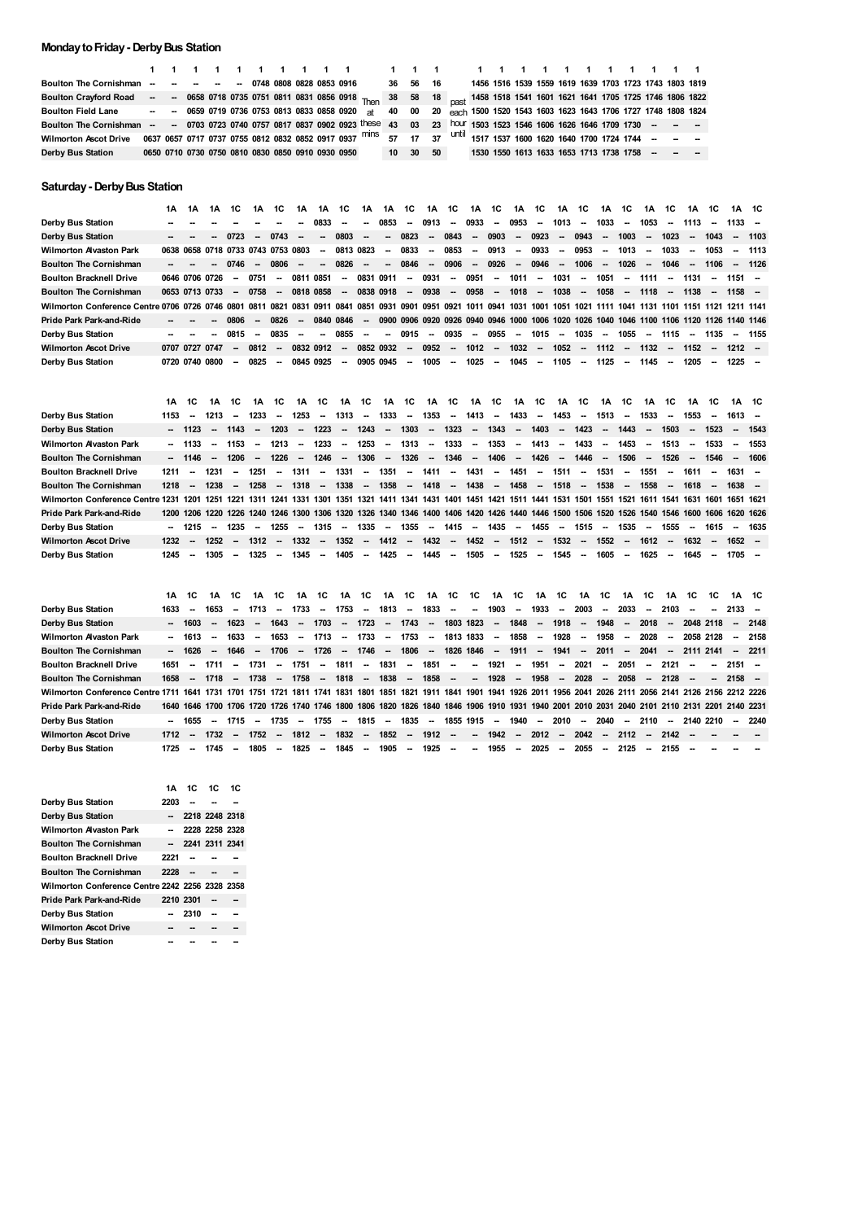## Monday to Friday - Derby Bus Station

| | 1 | 1 | 1 | 1 | 1 | 1 | 1 | 1 | 1 | 1 | | 1 | 1 | 1 | | 1 | 1 | 1 | 1 | 1 | 1 | 1 | 1 | 1 | 1 | 1 |
|---|---|---|---|---|---|---|---|---|---|---|---|---|---|---|---|---|---|---|---|---|---|---|---|---|---|---|
| Boulton The Cornishman | -- | -- | -- | -- | -- | 0748 | 0808 | 0828 | 0853 | 0916 | Then | 36 | 56 | 16 | | 1456 | 1516 | 1539 | 1559 | 1619 | 1639 | 1703 | 1723 | 1743 | 1803 | 1819 |
| Boulton Crayford Road | -- | -- | 0658 | 0718 | 0735 | 0751 | 0811 | 0831 | 0856 | 0918 | at | 38 | 58 | 18 | past | 1458 | 1518 | 1541 | 1601 | 1621 | 1641 | 1705 | 1725 | 1746 | 1806 | 1822 |
| Boulton Field Lane | -- | -- | 0659 | 0719 | 0736 | 0753 | 0813 | 0833 | 0858 | 0920 | these | 40 | 00 | 20 | each | 1500 | 1520 | 1543 | 1603 | 1623 | 1643 | 1706 | 1727 | 1748 | 1808 | 1824 |
| Boulton The Cornishman | -- | -- | 0703 | 0723 | 0740 | 0757 | 0817 | 0837 | 0902 | 0923 | mins | 43 | 03 | 23 | hour | 1503 | 1523 | 1546 | 1606 | 1626 | 1646 | 1709 | 1730 | -- | -- | -- |
| Wilmorton Ascot Drive | 0637 | 0657 | 0717 | 0737 | 0755 | 0812 | 0832 | 0852 | 0917 | 0937 | | 57 | 17 | 37 | until | 1517 | 1537 | 1600 | 1620 | 1640 | 1700 | 1724 | 1744 | -- | -- | -- |
| Derby Bus Station | 0650 | 0710 | 0730 | 0750 | 0810 | 0830 | 0850 | 0910 | 0930 | 0950 | | 10 | 30 | 50 | | 1530 | 1550 | 1613 | 1633 | 1653 | 1713 | 1738 | 1758 | -- | -- | -- |

## Saturday - Derby Bus Station

| | 1A | 1A | 1A | 1C | 1A | 1C | 1A | 1A | 1C | 1A | 1A | 1C | 1A | 1C | 1A | 1C | 1A | 1C | 1A | 1C | 1A | 1C | 1A | 1C | 1A | 1C | 1A | 1C |
|---|---|---|---|---|---|---|---|---|---|---|---|---|---|---|---|---|---|---|---|---|---|---|---|---|---|---|---|---|
| Derby Bus Station | -- | -- | -- | -- | -- | -- | -- | 0833 | -- | -- | 0853 | -- | 0913 | -- | 0933 | -- | 0953 | -- | 1013 | -- | 1033 | -- | 1053 | -- | 1113 | -- | 1133 | -- |
| Derby Bus Station | -- | -- | -- | 0723 | -- | 0743 | -- | -- | 0803 | -- | -- | 0823 | -- | 0843 | -- | 0903 | -- | 0923 | -- | 0943 | -- | 1003 | -- | 1023 | -- | 1043 | -- | 1103 |
| Wilmorton Alvaston Park | 0638 | 0658 | 0718 | 0733 | 0743 | 0753 | 0803 | -- | 0813 | 0823 | -- | 0833 | -- | 0853 | -- | 0913 | -- | 0933 | -- | 0953 | -- | 1013 | -- | 1033 | -- | 1053 | -- | 1113 |
| Boulton The Cornishman | -- | -- | -- | 0746 | -- | 0806 | -- | -- | 0826 | -- | -- | 0846 | -- | 0906 | -- | 0926 | -- | 0946 | -- | 1006 | -- | 1026 | -- | 1046 | -- | 1106 | -- | 1126 |
| Boulton Bracknell Drive | 0646 | 0706 | 0726 | -- | 0751 | -- | 0811 | 0851 | -- | 0831 | 0911 | -- | 0931 | -- | 0951 | -- | 1011 | -- | 1031 | -- | 1051 | -- | 1111 | -- | 1131 | -- | 1151 | -- |
| Boulton The Cornishman | 0653 | 0713 | 0733 | -- | 0758 | -- | 0818 | 0858 | -- | 0838 | 0918 | -- | 0938 | -- | 0958 | -- | 1018 | -- | 1038 | -- | 1058 | -- | 1118 | -- | 1138 | -- | 1158 | -- |
| Wilmorton Conference Centre | 0706 | 0726 | 0746 | 0801 | 0811 | 0821 | 0831 | 0911 | 0841 | 0851 | 0931 | 0901 | 0951 | 0921 | 1011 | 0941 | 1031 | 1001 | 1051 | 1021 | 1111 | 1041 | 1131 | 1101 | 1151 | 1121 | 1211 | 1141 |
| Pride Park Park-and-Ride | -- | -- | -- | 0806 | -- | 0826 | -- | 0840 | 0846 | -- | 0900 | 0906 | 0920 | 0926 | 0940 | 0946 | 1000 | 1006 | 1020 | 1026 | 1040 | 1046 | 1100 | 1106 | 1120 | 1126 | 1140 | 1146 |
| Derby Bus Station | -- | -- | -- | 0815 | -- | 0835 | -- | -- | 0855 | -- | -- | 0915 | -- | 0935 | -- | 0955 | -- | 1015 | -- | 1035 | -- | 1055 | -- | 1115 | -- | 1135 | -- | 1155 |
| Wilmorton Ascot Drive | 0707 | 0727 | 0747 | -- | 0812 | -- | 0832 | 0912 | -- | 0852 | 0932 | -- | 0952 | -- | 1012 | -- | 1032 | -- | 1052 | -- | 1112 | -- | 1132 | -- | 1152 | -- | 1212 | -- |
| Derby Bus Station | 0720 | 0740 | 0800 | -- | 0825 | -- | 0845 | 0925 | -- | 0905 | 0945 | -- | 1005 | -- | 1025 | -- | 1045 | -- | 1105 | -- | 1125 | -- | 1145 | -- | 1205 | -- | 1225 | -- |

| | 1A | 1C | 1A | 1C | 1A | 1C | 1A | 1C | 1A | 1C | 1A | 1C | 1A | 1C | 1A | 1C | 1A | 1C | 1A | 1C | 1A | 1C | 1A | 1C | 1A | 1C | 1A | 1C |
|---|---|---|---|---|---|---|---|---|---|---|---|---|---|---|---|---|---|---|---|---|---|---|---|---|---|---|---|---|
| Derby Bus Station | 1153 | -- | 1213 | -- | 1233 | -- | 1253 | -- | 1313 | -- | 1333 | -- | 1353 | -- | 1413 | -- | 1433 | -- | 1453 | -- | 1513 | -- | 1533 | -- | 1553 | -- | 1613 | -- |
| Derby Bus Station | -- | 1123 | -- | 1143 | -- | 1203 | -- | 1223 | -- | 1243 | -- | 1303 | -- | 1323 | -- | 1343 | -- | 1403 | -- | 1423 | -- | 1443 | -- | 1503 | -- | 1523 | -- | 1543 |
| Wilmorton Alvaston Park | -- | 1133 | -- | 1153 | -- | 1213 | -- | 1233 | -- | 1253 | -- | 1313 | -- | 1333 | -- | 1353 | -- | 1413 | -- | 1433 | -- | 1453 | -- | 1513 | -- | 1533 | -- | 1553 |
| Boulton The Cornishman | -- | 1146 | -- | 1206 | -- | 1226 | -- | 1246 | -- | 1306 | -- | 1326 | -- | 1346 | -- | 1406 | -- | 1426 | -- | 1446 | -- | 1506 | -- | 1526 | -- | 1546 | -- | 1606 |
| Boulton Bracknell Drive | 1211 | -- | 1231 | -- | 1251 | -- | 1311 | -- | 1331 | -- | 1351 | -- | 1411 | -- | 1431 | -- | 1451 | -- | 1511 | -- | 1531 | -- | 1551 | -- | 1611 | -- | 1631 | -- |
| Boulton The Cornishman | 1218 | -- | 1238 | -- | 1258 | -- | 1318 | -- | 1338 | -- | 1358 | -- | 1418 | -- | 1438 | -- | 1458 | -- | 1518 | -- | 1538 | -- | 1558 | -- | 1618 | -- | 1638 | -- |
| Wilmorton Conference Centre | 1231 | 1201 | 1251 | 1221 | 1311 | 1241 | 1331 | 1301 | 1351 | 1321 | 1411 | 1341 | 1431 | 1401 | 1451 | 1421 | 1511 | 1441 | 1531 | 1501 | 1551 | 1521 | 1611 | 1541 | 1631 | 1601 | 1651 | 1621 |
| Pride Park Park-and-Ride | 1200 | 1206 | 1220 | 1226 | 1240 | 1246 | 1300 | 1306 | 1320 | 1326 | 1340 | 1346 | 1400 | 1406 | 1420 | 1426 | 1440 | 1446 | 1500 | 1506 | 1520 | 1526 | 1540 | 1546 | 1600 | 1606 | 1620 | 1626 |
| Derby Bus Station | -- | 1215 | -- | 1235 | -- | 1255 | -- | 1315 | -- | 1335 | -- | 1355 | -- | 1415 | -- | 1435 | -- | 1455 | -- | 1515 | -- | 1535 | -- | 1555 | -- | 1615 | -- | 1635 |
| Wilmorton Ascot Drive | 1232 | -- | 1252 | -- | 1312 | -- | 1332 | -- | 1352 | -- | 1412 | -- | 1432 | -- | 1452 | -- | 1512 | -- | 1532 | -- | 1552 | -- | 1612 | -- | 1632 | -- | 1652 | -- |
| Derby Bus Station | 1245 | -- | 1305 | -- | 1325 | -- | 1345 | -- | 1405 | -- | 1425 | -- | 1445 | -- | 1505 | -- | 1525 | -- | 1545 | -- | 1605 | -- | 1625 | -- | 1645 | -- | 1705 | -- |

| | 1A | 1C | 1A | 1C | 1A | 1C | 1A | 1C | 1A | 1C | 1A | 1C | 1A | 1C | 1C | 1A | 1C | 1A | 1C | 1A | 1C | 1A | 1C | 1A | 1C | 1C | 1A | 1C |
|---|---|---|---|---|---|---|---|---|---|---|---|---|---|---|---|---|---|---|---|---|---|---|---|---|---|---|---|---|
| Derby Bus Station | 1633 | -- | 1653 | -- | 1713 | -- | 1733 | -- | 1753 | -- | 1813 | -- | 1833 | -- | -- | 1903 | -- | 1933 | -- | 2003 | -- | 2033 | -- | 2103 | -- | -- | 2133 | -- |
| Derby Bus Station | -- | 1603 | -- | 1623 | -- | 1643 | -- | 1703 | -- | 1723 | -- | 1743 | -- | 1803 | 1823 | -- | 1848 | -- | 1918 | -- | 1948 | -- | 2018 | -- | 2048 | 2118 | -- | 2148 |
| Wilmorton Alvaston Park | -- | 1613 | -- | 1633 | -- | 1653 | -- | 1713 | -- | 1733 | -- | 1753 | -- | 1813 | 1833 | -- | 1858 | -- | 1928 | -- | 1958 | -- | 2028 | -- | 2058 | 2128 | -- | 2158 |
| Boulton The Cornishman | -- | 1626 | -- | 1646 | -- | 1706 | -- | 1726 | -- | 1746 | -- | 1806 | -- | 1826 | 1846 | -- | 1911 | -- | 1941 | -- | 2011 | -- | 2041 | -- | 2111 | 2141 | -- | 2211 |
| Boulton Bracknell Drive | 1651 | -- | 1711 | -- | 1731 | -- | 1751 | -- | 1811 | -- | 1831 | -- | 1851 | -- | -- | 1921 | -- | 1951 | -- | 2021 | -- | 2051 | -- | 2121 | -- | -- | 2151 | -- |
| Boulton The Cornishman | 1658 | -- | 1718 | -- | 1738 | -- | 1758 | -- | 1818 | -- | 1838 | -- | 1858 | -- | -- | 1928 | -- | 1958 | -- | 2028 | -- | 2058 | -- | 2128 | -- | -- | 2158 | -- |
| Wilmorton Conference Centre | 1711 | 1641 | 1731 | 1701 | 1751 | 1721 | 1811 | 1741 | 1831 | 1801 | 1851 | 1821 | 1911 | 1841 | 1901 | 1941 | 1926 | 2011 | 1956 | 2041 | 2026 | 2111 | 2056 | 2141 | 2126 | 2156 | 2212 | 2226 |
| Pride Park Park-and-Ride | 1640 | 1646 | 1700 | 1706 | 1720 | 1726 | 1740 | 1746 | 1800 | 1806 | 1820 | 1826 | 1840 | 1846 | 1906 | 1910 | 1931 | 1940 | 2001 | 2010 | 2031 | 2040 | 2101 | 2110 | 2131 | 2201 | 2140 | 2231 |
| Derby Bus Station | -- | 1655 | -- | 1715 | -- | 1735 | -- | 1755 | -- | 1815 | -- | 1835 | -- | 1855 | 1915 | -- | 1940 | -- | 2010 | -- | 2040 | -- | 2110 | -- | 2140 | 2210 | -- | 2240 |
| Wilmorton Ascot Drive | 1712 | -- | 1732 | -- | 1752 | -- | 1812 | -- | 1832 | -- | 1852 | -- | 1912 | -- | -- | 1942 | -- | 2012 | -- | 2042 | -- | 2112 | -- | 2142 | -- | -- | -- | -- |
| Derby Bus Station | 1725 | -- | 1745 | -- | 1805 | -- | 1825 | -- | 1845 | -- | 1905 | -- | 1925 | -- | -- | 1955 | -- | 2025 | -- | 2055 | -- | 2125 | -- | 2155 | -- | -- | -- | -- |

| | 1A | 1C | 1C | 1C |
|---|---|---|---|---|
| Derby Bus Station | 2203 | -- | -- | -- |
| Derby Bus Station | -- | 2218 | 2248 | 2318 |
| Wilmorton Alvaston Park | -- | 2228 | 2258 | 2328 |
| Boulton The Cornishman | -- | 2241 | 2311 | 2341 |
| Boulton Bracknell Drive | 2221 | -- | -- | -- |
| Boulton The Cornishman | 2228 | -- | -- | -- |
| Wilmorton Conference Centre | 2242 | 2256 | 2328 | 2358 |
| Pride Park Park-and-Ride | 2210 | 2301 | -- | -- |
| Derby Bus Station | -- | 2310 | -- | -- |
| Wilmorton Ascot Drive | -- | -- | -- | -- |
| Derby Bus Station | -- | -- | -- | -- |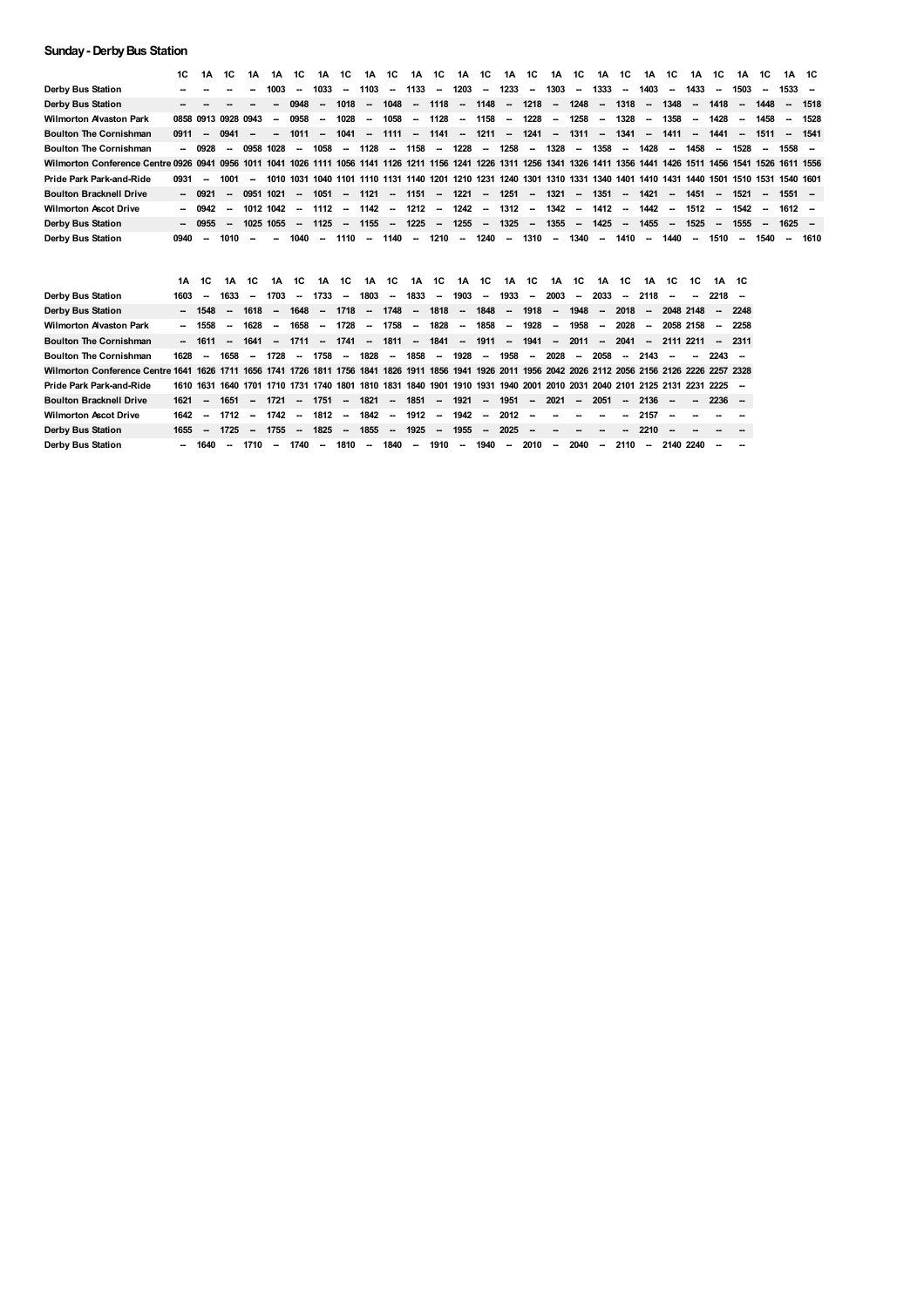## Sunday - Derby Bus Station

| | 1C | 1A | 1C | 1A | 1A | 1C | 1A | 1C | 1A | 1C | 1A | 1C | 1A | 1C | 1A | 1C | 1A | 1C | 1A | 1C | 1A | 1C | 1A | 1C | 1A | 1C | 1A | 1C |
|---|---|---|---|---|---|---|---|---|---|---|---|---|---|---|---|---|---|---|---|---|---|---|---|---|---|---|---|---|
| Derby Bus Station | -- | -- | -- | -- | 1003 | -- | 1033 | -- | 1103 | -- | 1133 | -- | 1203 | -- | 1233 | -- | 1303 | -- | 1333 | -- | 1403 | -- | 1433 | -- | 1503 | -- | 1533 | -- |
| Derby Bus Station | -- | -- | -- | -- | -- | 0948 | -- | 1018 | -- | 1048 | -- | 1118 | -- | 1148 | -- | 1218 | -- | 1248 | -- | 1318 | -- | 1348 | -- | 1418 | -- | 1448 | -- | 1518 |
| Wilmorton Alvaston Park | 0858 | 0913 | 0928 | 0943 | -- | 0958 | -- | 1028 | -- | 1058 | -- | 1128 | -- | 1158 | -- | 1228 | -- | 1258 | -- | 1328 | -- | 1358 | -- | 1428 | -- | 1458 | -- | 1528 |
| Boulton The Cornishman | 0911 | -- | 0941 | -- | -- | 1011 | -- | 1041 | -- | 1111 | -- | 1141 | -- | 1211 | -- | 1241 | -- | 1311 | -- | 1341 | -- | 1411 | -- | 1441 | -- | 1511 | -- | 1541 |
| Boulton The Cornishman | -- | 0928 | -- | 0958 | 1028 | -- | 1058 | -- | 1128 | -- | 1158 | -- | 1228 | -- | 1258 | -- | 1328 | -- | 1358 | -- | 1428 | -- | 1458 | -- | 1528 | -- | 1558 | -- |
| Wilmorton Conference Centre | 0926 | 0941 | 0956 | 1011 | 1041 | 1026 | 1111 | 1056 | 1141 | 1126 | 1211 | 1156 | 1241 | 1226 | 1311 | 1256 | 1341 | 1326 | 1411 | 1356 | 1441 | 1426 | 1511 | 1456 | 1541 | 1526 | 1611 | 1556 |
| Pride Park Park-and-Ride | 0931 | -- | 1001 | -- | 1010 | 1031 | 1040 | 1101 | 1110 | 1131 | 1140 | 1201 | 1210 | 1231 | 1240 | 1301 | 1310 | 1331 | 1340 | 1401 | 1410 | 1431 | 1440 | 1501 | 1510 | 1531 | 1540 | 1601 |
| Boulton Bracknell Drive | -- | 0921 | -- | 0951 | 1021 | -- | 1051 | -- | 1121 | -- | 1151 | -- | 1221 | -- | 1251 | -- | 1321 | -- | 1351 | -- | 1421 | -- | 1451 | -- | 1521 | -- | 1551 | -- |
| Wilmorton Ascot Drive | -- | 0942 | -- | 1012 | 1042 | -- | 1112 | -- | 1142 | -- | 1212 | -- | 1242 | -- | 1312 | -- | 1342 | -- | 1412 | -- | 1442 | -- | 1512 | -- | 1542 | -- | 1612 | -- |
| Derby Bus Station | -- | 0955 | -- | 1025 | 1055 | -- | 1125 | -- | 1155 | -- | 1225 | -- | 1255 | -- | 1325 | -- | 1355 | -- | 1425 | -- | 1455 | -- | 1525 | -- | 1555 | -- | 1625 | -- |
| Derby Bus Station | 0940 | -- | 1010 | -- | -- | 1040 | -- | 1110 | -- | 1140 | -- | 1210 | -- | 1240 | -- | 1310 | -- | 1340 | -- | 1410 | -- | 1440 | -- | 1510 | -- | 1540 | -- | 1610 |

| | 1A | 1C | 1A | 1C | 1A | 1C | 1A | 1C | 1A | 1C | 1A | 1C | 1A | 1C | 1A | 1C | 1A | 1C | 1A | 1C | 1A | 1C | 1C | 1A | 1C |
|---|---|---|---|---|---|---|---|---|---|---|---|---|---|---|---|---|---|---|---|---|---|---|---|---|---|
| Derby Bus Station | 1603 | -- | 1633 | -- | 1703 | -- | 1733 | -- | 1803 | -- | 1833 | -- | 1903 | -- | 1933 | -- | 2003 | -- | 2033 | -- | 2118 | -- | -- | 2218 | -- |
| Derby Bus Station | -- | 1548 | -- | 1618 | -- | 1648 | -- | 1718 | -- | 1748 | -- | 1818 | -- | 1848 | -- | 1918 | -- | 1948 | -- | 2018 | -- | 2048 | 2148 | -- | 2248 |
| Wilmorton Alvaston Park | -- | 1558 | -- | 1628 | -- | 1658 | -- | 1728 | -- | 1758 | -- | 1828 | -- | 1858 | -- | 1928 | -- | 1958 | -- | 2028 | -- | 2058 | 2158 | -- | 2258 |
| Boulton The Cornishman | -- | 1611 | -- | 1641 | -- | 1711 | -- | 1741 | -- | 1811 | -- | 1841 | -- | 1911 | -- | 1941 | -- | 2011 | -- | 2041 | -- | 2111 | 2211 | -- | 2311 |
| Boulton The Cornishman | 1628 | -- | 1658 | -- | 1728 | -- | 1758 | -- | 1828 | -- | 1858 | -- | 1928 | -- | 1958 | -- | 2028 | -- | 2058 | -- | 2143 | -- | -- | 2243 | -- |
| Wilmorton Conference Centre | 1641 | 1626 | 1711 | 1656 | 1741 | 1726 | 1811 | 1756 | 1841 | 1826 | 1911 | 1856 | 1941 | 1926 | 2011 | 1956 | 2042 | 2026 | 2112 | 2056 | 2156 | 2126 | 2226 | 2257 | 2328 |
| Pride Park Park-and-Ride | 1610 | 1631 | 1640 | 1701 | 1710 | 1731 | 1740 | 1801 | 1810 | 1831 | 1840 | 1901 | 1910 | 1931 | 1940 | 2001 | 2010 | 2031 | 2040 | 2101 | 2125 | 2131 | 2231 | 2225 | -- |
| Boulton Bracknell Drive | 1621 | -- | 1651 | -- | 1721 | -- | 1751 | -- | 1821 | -- | 1851 | -- | 1921 | -- | 1951 | -- | 2021 | -- | 2051 | -- | 2136 | -- | -- | 2236 | -- |
| Wilmorton Ascot Drive | 1642 | -- | 1712 | -- | 1742 | -- | 1812 | -- | 1842 | -- | 1912 | -- | 1942 | -- | 2012 | -- | -- | -- | -- | -- | 2157 | -- | -- | -- | -- |
| Derby Bus Station | 1655 | -- | 1725 | -- | 1755 | -- | 1825 | -- | 1855 | -- | 1925 | -- | 1955 | -- | 2025 | -- | -- | -- | -- | -- | 2210 | -- | -- | -- | -- |
| Derby Bus Station | -- | 1640 | -- | 1710 | -- | 1740 | -- | 1810 | -- | 1840 | -- | 1910 | -- | 1940 | -- | 2010 | -- | 2040 | -- | 2110 | -- | 2140 | 2240 | -- | -- |